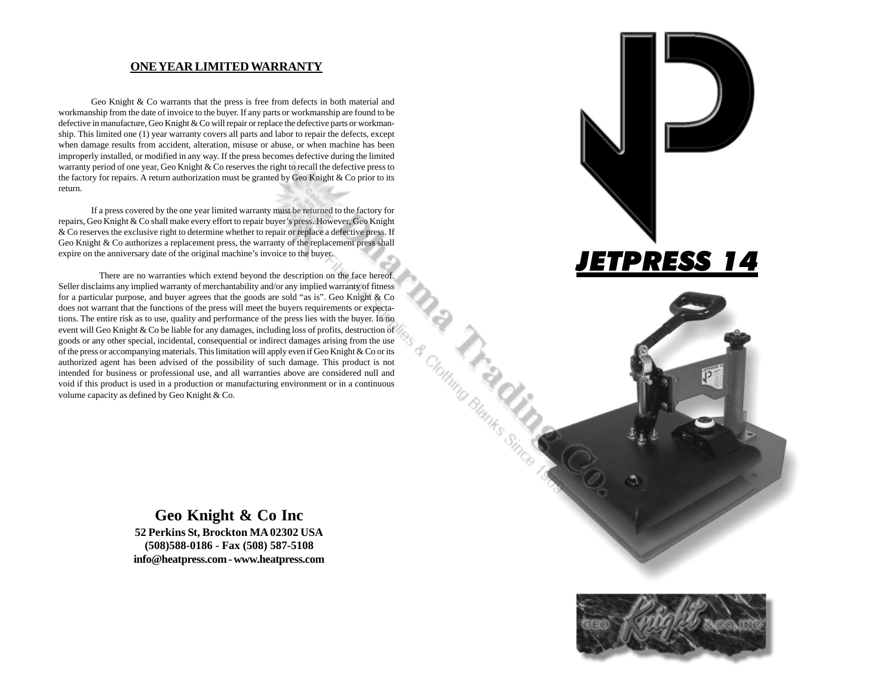## ONE YEAR LIMITED WARRANTY

Geo Knight & Co warrants that the press is free from defects in both material and workmanship from the date of invoice to the buyer. If any parts or workmanship are found to be defective in manufacture, Geo Knight & Co will repair or replace the defective parts or workmanship. This limited one (1) year warranty covers all parts and labor to repair the defects, except when damage results from accident, alteration, misuse or abuse, or when machine has been improperly installed, or modified in any way. If the press becomes defective during the limited warranty period of one year, Geo Knight & Co reserves the right to recall the defective press to the factory for repairs. A return authorization must be granted by Geo Knight & Co prior to its return.

If a press covered by the one year limited warranty must be returned to the factory for repairs, Geo Knight & Co shall make every effort to repair buyer's press. However, Geo Knight & Co reserves the exclusive right to determine whether to repair or replace a defective press. If Geo Knight & Co authorizes a replacement press, the warranty of the replacement press shall expire on the anniversary date of the original machine's invoice to the buyer.

There are no warranties which extend beyond the description on the face hereof. Seller disclaims any implied warranty of merchantability and/or any implied warranty of fitness for a particular purpose, and buyer agrees that the goods are sold "as is". Geo Knight & Co does not warrant that the functions of the press will meet the buyers requirements or expectations. The entire risk as to use, quality and performance of the press lies with the buyer. In no event will Geo Knight & Co be liable for any damages, including loss of profits, destruction of goods or any other special, incidental, consequential or indirect damages arising from the use of the press or accompanying materials. This limitation will apply even if Geo Knight & Co or its authorized agent has been advised of the possibility of such damage. This product is not intended for business or professional use, and all warranties above are considered null and void if this product is used in a production or manufacturing environment or in a continuous volume capacity as defined by Geo Knight & Co.

**Geo Knight & Co Inc**
**52 Perkins St, Brockton MA 02302 USA**
**(508)588-0186 - Fax (508) 587-5108**
**info@heatpress.com - www.heatpress.com**

# JETPRESS 14

GEO Knight & CO, INC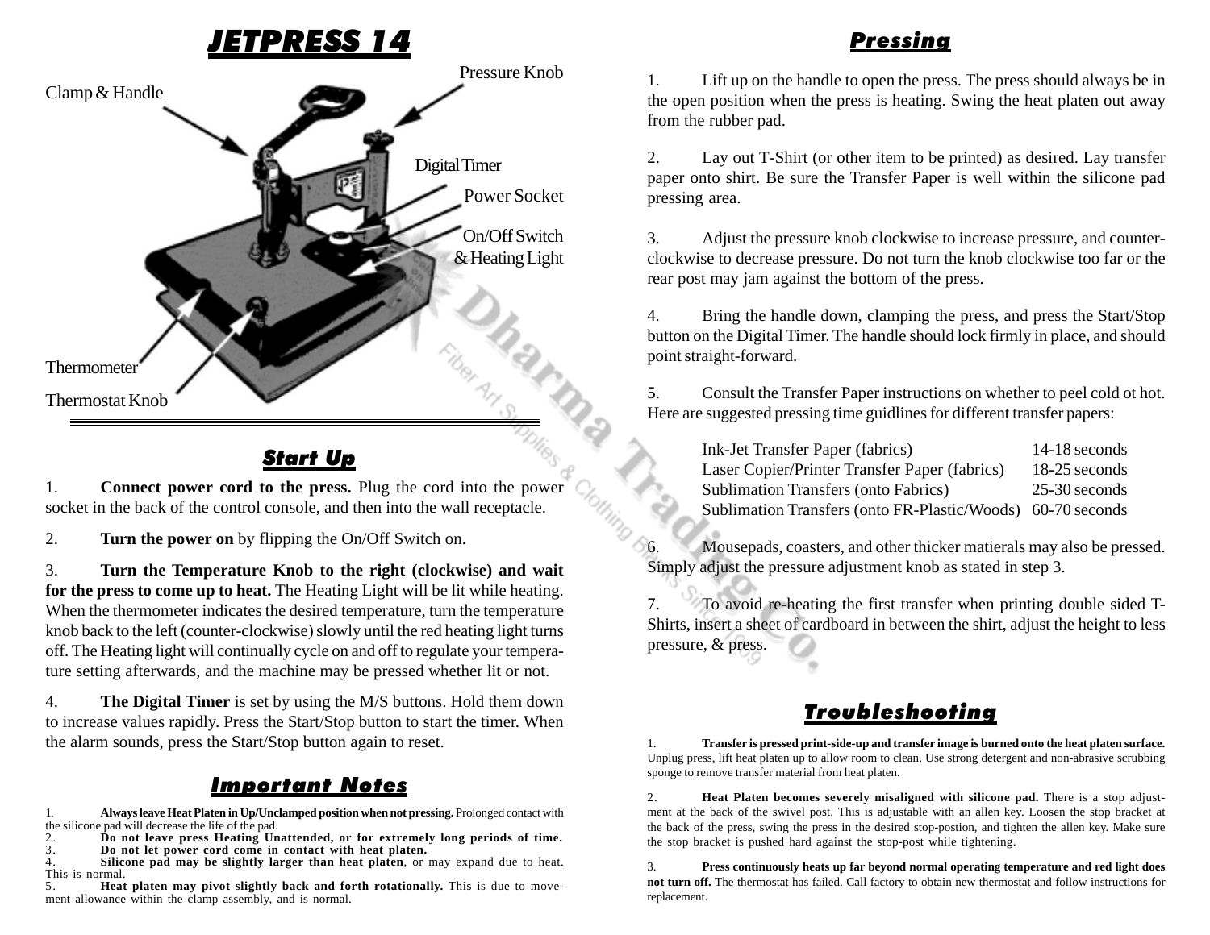# JETPRESS 14

Clamp & Handle

Pressure Knob

Digital Timer

Power Socket

On/Off Switch & Heating Light

Thermometer

Thermostat Knob

## Start Up

1. **Connect power cord to the press.** Plug the cord into the power socket in the back of the control console, and then into the wall receptacle.

2. **Turn the power on** by flipping the On/Off Switch on.

3. **Turn the Temperature Knob to the right (clockwise) and wait for the press to come up to heat.** The Heating Light will be lit while heating. When the thermometer indicates the desired temperature, turn the temperature knob back to the left (counter-clockwise) slowly until the red heating light turns off. The Heating light will continually cycle on and off to regulate your temperature setting afterwards, and the machine may be pressed whether lit or not.

4. **The Digital Timer** is set by using the M/S buttons. Hold them down to increase values rapidly. Press the Start/Stop button to start the timer. When the alarm sounds, press the Start/Stop button again to reset.

## Important Notes

1. **Always leave Heat Platen in Up/Unclamped position when not pressing.** Prolonged contact with the silicone pad will decrease the life of the pad.
2. **Do not leave press Heating Unattended, or for extremely long periods of time.**
3. **Do not let power cord come in contact with heat platen.**
4. **Silicone pad may be slightly larger than heat platen**, or may expand due to heat. This is normal.
5. **Heat platen may pivot slightly back and forth rotationally.** This is due to movement allowance within the clamp assembly, and is normal.

## Pressing

1. Lift up on the handle to open the press. The press should always be in the open position when the press is heating. Swing the heat platen out away from the rubber pad.

2. Lay out T-Shirt (or other item to be printed) as desired. Lay transfer paper onto shirt. Be sure the Transfer Paper is well within the silicone pad pressing area.

3. Adjust the pressure knob clockwise to increase pressure, and counter-clockwise to decrease pressure. Do not turn the knob clockwise too far or the rear post may jam against the bottom of the press.

4. Bring the handle down, clamping the press, and press the Start/Stop button on the Digital Timer. The handle should lock firmly in place, and should point straight-forward.

5. Consult the Transfer Paper instructions on whether to peel cold ot hot. Here are suggested pressing time guidlines for different transfer papers:

| | |
|---|---|
| Ink-Jet Transfer Paper (fabrics) | 14-18 seconds |
| Laser Copier/Printer Transfer Paper (fabrics) | 18-25 seconds |
| Sublimation Transfers (onto Fabrics) | 25-30 seconds |
| Sublimation Transfers (onto FR-Plastic/Woods) | 60-70 seconds |

6. Mousepads, coasters, and other thicker matierals may also be pressed. Simply adjust the pressure adjustment knob as stated in step 3.

7. To avoid re-heating the first transfer when printing double sided T-Shirts, insert a sheet of cardboard in between the shirt, adjust the height to less pressure, & press.

## Troubleshooting

1. **Transfer is pressed print-side-up and transfer image is burned onto the heat platen surface.** Unplug press, lift heat platen up to allow room to clean. Use strong detergent and non-abrasive scrubbing sponge to remove transfer material from heat platen.

2. **Heat Platen becomes severely misaligned with silicone pad.** There is a stop adjustment at the back of the swivel post. This is adjustable with an allen key. Loosen the stop bracket at the back of the press, swing the press in the desired stop-postion, and tighten the allen key. Make sure the stop bracket is pushed hard against the stop-post while tightening.

3. **Press continuously heats up far beyond normal operating temperature and red light does not turn off.** The thermostat has failed. Call factory to obtain new thermostat and follow instructions for replacement.